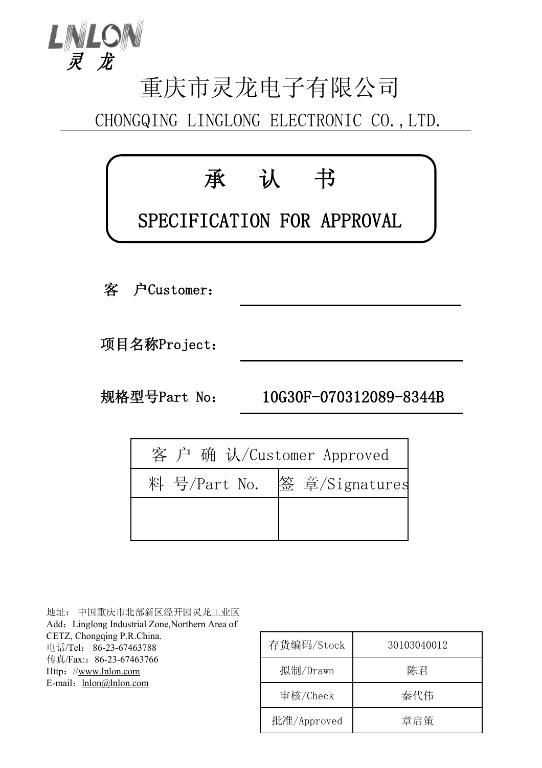LNLON 灵 龙

# 重庆市灵龙电子有限公司

CHONGQING LINGLONG ELECTRONIC CO.,LTD.

## 承 认 书

## SPECIFICATION FOR APPROVAL

客 户Customer：

项目名称Project：

规格型号Part No： 10G30F-070312089-8344B

| 客 户 确 认/Customer Approved | |
|---|---|
| 料 号/Part No. | 签 章/Signatures |
| | |

地址： 中国重庆市北部新区经开园灵龙工业区
Add：Linglong Industrial Zone,Northern Area of CETZ, Chongqing P.R.China.
电话/Tel： 86-23-67463788
传真/Fax:：86-23-67463766
Http：//www.lnlon.com
E-mail：lnlon@lnlon.com

| 存货编码/Stock | 30103040012 |
|---|---|
| 拟制/Drawn | 陈君 |
| 审核/Check | 秦代伟 |
| 批准/Approved | 章启策 |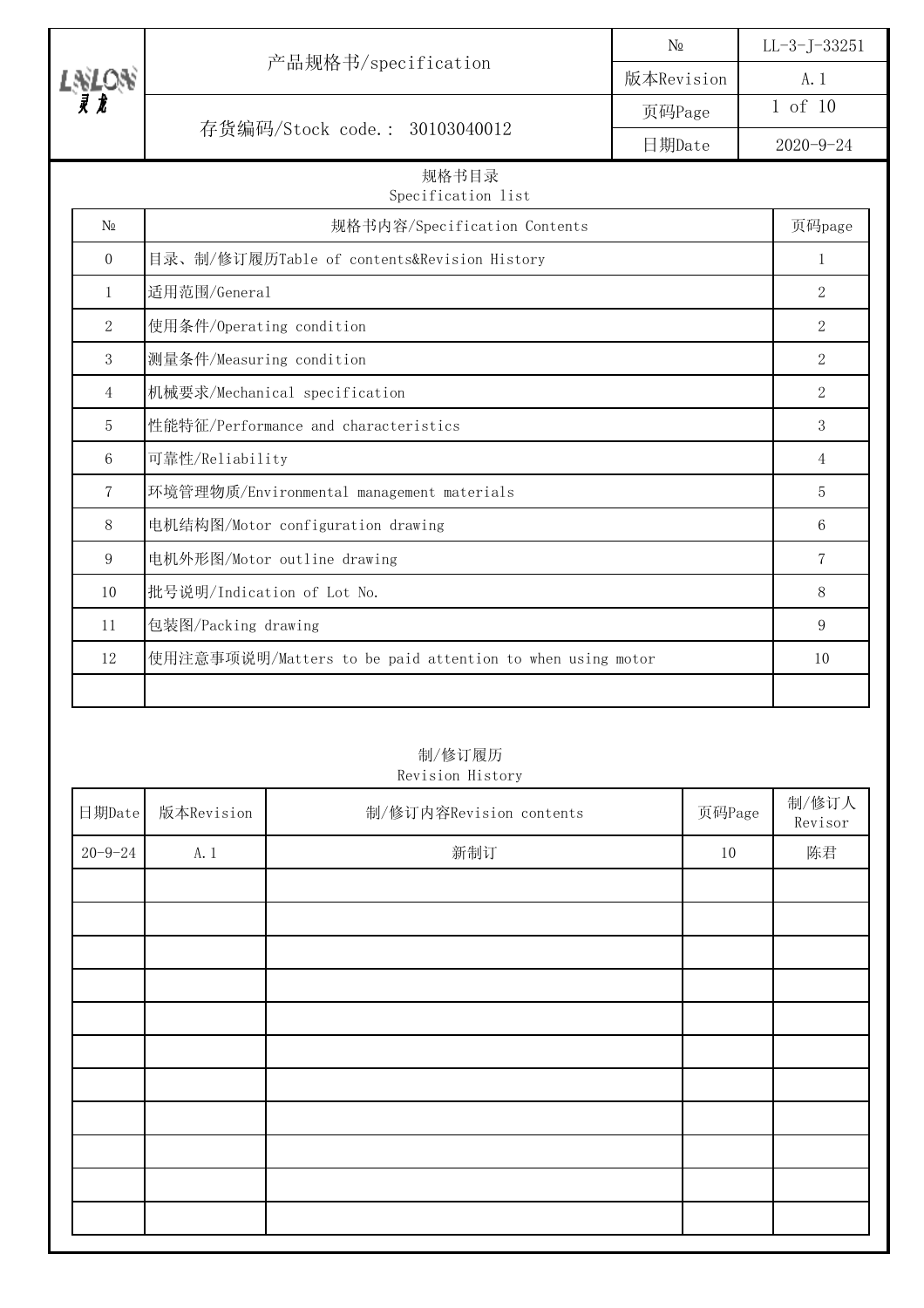| LSLON 灵龙 | 产品规格书/specification | № | LL-3-J-33251 |
|---|---|---|---|
| | | 版本Revision | A.1 |
| | 存货编码/Stock code.: 30103040012 | 页码Page | 1 of 10 |
| | | 日期Date | 2020-9-24 |

## 规格书目录
Specification list

| № | 规格书内容/Specification Contents | 页码page |
|---|---|---|
| 0 | 目录、制/修订履历Table of contents&Revision History | 1 |
| 1 | 适用范围/General | 2 |
| 2 | 使用条件/Operating condition | 2 |
| 3 | 测量条件/Measuring condition | 2 |
| 4 | 机械要求/Mechanical specification | 2 |
| 5 | 性能特征/Performance and characteristics | 3 |
| 6 | 可靠性/Reliability | 4 |
| 7 | 环境管理物质/Environmental management materials | 5 |
| 8 | 电机结构图/Motor configuration drawing | 6 |
| 9 | 电机外形图/Motor outline drawing | 7 |
| 10 | 批号说明/Indication of Lot No. | 8 |
| 11 | 包装图/Packing drawing | 9 |
| 12 | 使用注意事项说明/Matters to be paid attention to when using motor | 10 |
| | | |

## 制/修订履历
Revision History

| 日期Date | 版本Revision | 制/修订内容Revision contents | 页码Page | 制/修订人 Revisor |
|---|---|---|---|---|
| 20-9-24 | A.1 | 新制订 | 10 | 陈君 |
| | | | | |
| | | | | |
| | | | | |
| | | | | |
| | | | | |
| | | | | |
| | | | | |
| | | | | |
| | | | | |
| | | | | |
| | | | | |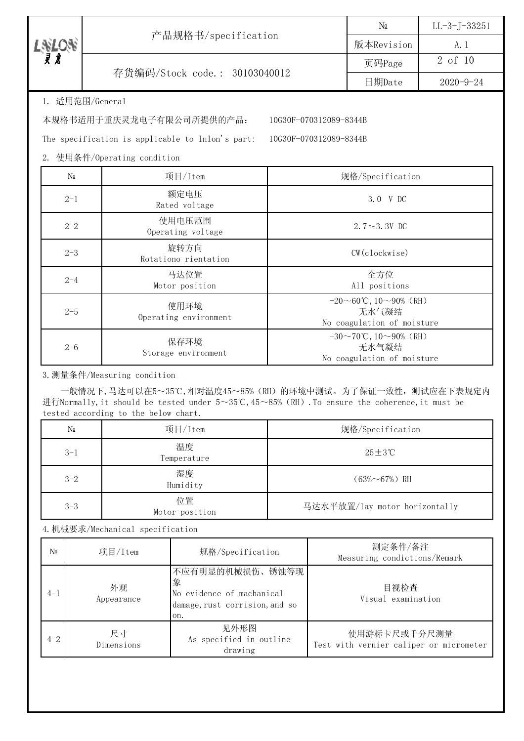| LNLON 灵龙 | 产品规格书/specification | № | LL-3-J-33251 |
|---|---|---|---|
| | | 版本Revision | A.1 |
| | 存货编码/Stock code.: 30103040012 | 页码Page | 2 of 10 |
| | | 日期Date | 2020-9-24 |

1. 适用范围/General

本规格书适用于重庆灵龙电子有限公司所提供的产品： 10G30F-070312089-8344B

The specification is applicable to lnlon's part: 10G30F-070312089-8344B

2. 使用条件/Operating condition

| № | 项目/Item | 规格/Specification |
|---|---|---|
| 2-1 | 额定电压<br>Rated voltage | 3.0 V DC |
| 2-2 | 使用电压范围<br>Operating voltage | 2.7～3.3V DC |
| 2-3 | 旋转方向<br>Rotationo rientation | CW(clockwise) |
| 2-4 | 马达位置<br>Motor position | 全方位<br>All positions |
| 2-5 | 使用环境<br>Operating environment | -20～60℃,10～90%（RH）<br>无水气凝结<br>No coagulation of moisture |
| 2-6 | 保存环境<br>Storage environment | -30～70℃,10～90%（RH）<br>无水气凝结<br>No coagulation of moisture |

3.测量条件/Measuring condition

一般情况下,马达可以在5～35℃,相对温度45～85%（RH）的环境中测试。为了保证一致性，测试应在下表规定内进行Normally,it should be tested under 5～35℃,45～85%（RH）.To ensure the coherence,it must be tested according to the below chart.

| № | 项目/Item | 规格/Specification |
|---|---|---|
| 3-1 | 温度<br>Temperature | 25±3℃ |
| 3-2 | 湿度<br>Humidity | （63%～67%）RH |
| 3-3 | 位置<br>Motor position | 马达水平放置/lay motor horizontally |

4.机械要求/Mechanical specification

| № | 项目/Item | 规格/Specification | 测定条件/备注<br>Measuring conditions/Remark |
|---|---|---|---|
| 4-1 | 外观<br>Appearance | 不应有明显的机械损伤、锈蚀等现象<br>No evidence of machanical damage,rust corrision,and so on. | 目视检查<br>Visual examination |
| 4-2 | 尺寸<br>Dimensions | 见外形图<br>As specified in outline drawing | 使用游标卡尺或千分尺测量<br>Test with vernier caliper or micrometer |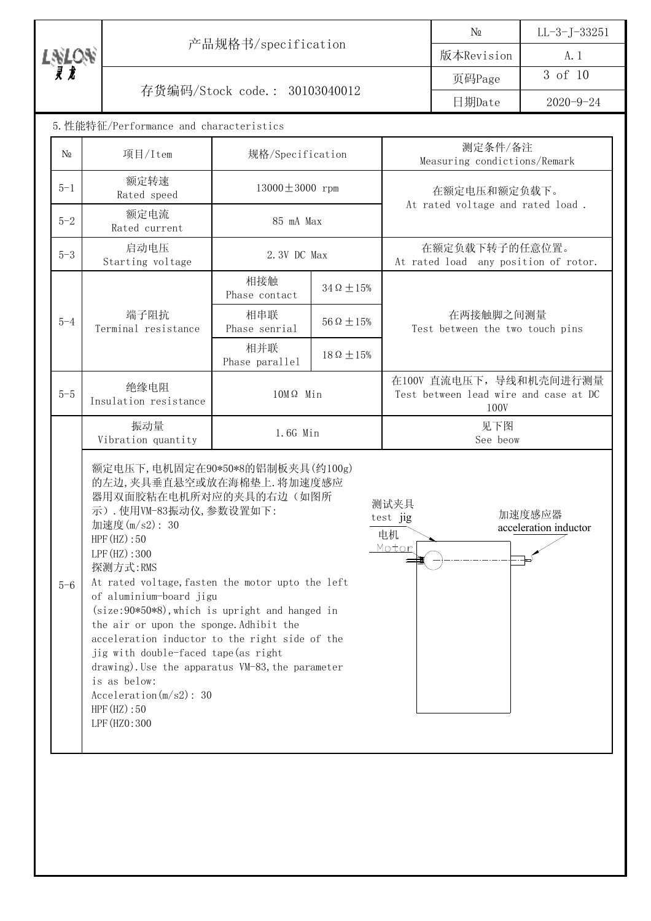## 5.性能特征/Performance and characteristics

| № | 项目/Item | 规格/Specification | | 测定条件/备注<br>Measuring conditions/Remark |
|---|---|---|---|---|
| 5-1 | 额定转速<br>Rated speed | 13000±3000 rpm | | 在额定电压和额定负载下。<br>At rated voltage and rated load . |
| 5-2 | 额定电流<br>Rated current | 85 mA Max | | |
| 5-3 | 启动电压<br>Starting voltage | 2.3V DC Max | | 在额定负载下转子的任意位置。<br>At rated load any position of rotor. |
| 5-4 | 端子阻抗<br>Terminal resistance | 相接触<br>Phase contact | 34Ω±15% | 在两接触脚之间测量<br>Test between the two touch pins |
| | | 相串联<br>Phase senrial | 56Ω±15% | |
| | | 相并联<br>Phase parallel | 18Ω±15% | |
| 5-5 | 绝缘电阻<br>Insulation resistance | 10MΩ Min | | 在100V 直流电压下，导线和机壳间进行测量<br>Test between lead wire and case at DC 100V |
| 5-6 | 振动量<br>Vibration quantity | 1.6G Min | | 见下图<br>See beow |

额定电压下,电机固定在90*50*8的铝制板夹具(约100g)的左边,夹具垂直悬空或放在海棉垫上.将加速度感应器用双面胶粘在电机所对应的夹具的右边（如图所示）.使用VM-83振动仪,参数设置如下:

加速度(m/s2): 30
HPF(HZ):50
LPF(HZ):300
探测方式:RMS

At rated voltage,fasten the motor upto the left of aluminium-board jigu (size:90*50*8),which is upright and hanged in the air or upon the sponge.Adhibit the acceleration inductor to the right side of the jig with double-faced tape(as right drawing).Use the apparatus VM-83,the parameter is as below:

Acceleration(m/s2): 30
HPF(HZ):50
LPF(HZ0:300

测试夹具 test jig
电机 Motor
加速度感应器 acceleration inductor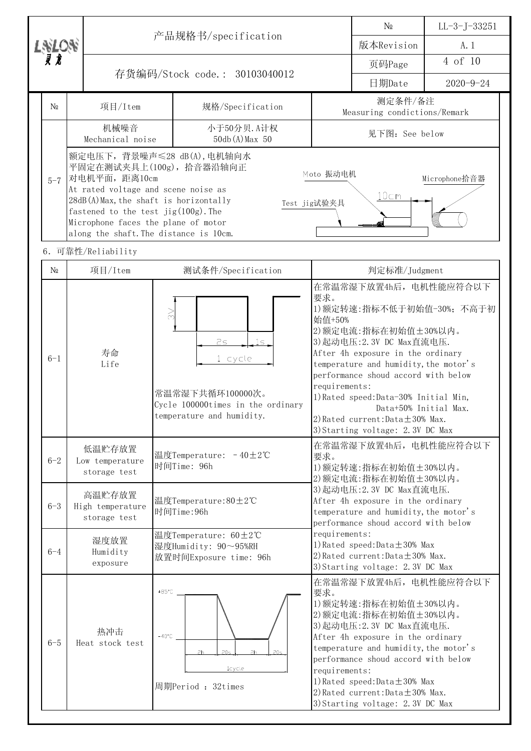| № | 项目/Item | 规格/Specification | 测定条件/备注 Measuring condictions/Remark |
|---|---|---|---|
| 5-7 | 机械噪音 Mechanical noise | 小于50分贝.A计权 50db(A)Max 50 | 见下图：See below |
| | 额定电压下，背景噪声≤28 dB(A),电机轴向水平固定在测试夹具上(100g)，拾音器沿轴向正对电机平面，距离10cm At rated voltage and scene noise as 28dB(A)Max,the shaft is horizontally fastened to the test jig(100g).The Microphone faces the plane of motor along the shaft.The distance is 10cm. | | Moto 振动电机; Microphone拾音器; Test jig试验夹具; 10cm |

6. 可靠性/Reliability

| № | 项目/Item | 测试条件/Specification | 判定标准/Judgment |
|---|---|---|---|
| 6-1 | 寿命 Life | 3V; 2s; 1s; 1 cycle<br>常温常湿下共循环100000次。<br>Cycle 100000times in the ordinary temperature and humidity. | 在常温常湿下放置4h后，电机性能应符合以下要求。<br>1)额定转速:指标不低于初始值-30%；不高于初始值+50%<br>2)额定电流:指标在初始值±30%以内。<br>3)起动电压:2.3V DC Max直流电压.<br>After 4h exposure in the ordinary temperature and humidity,the motor's performance shoud accord with below requirements:<br>1)Rated speed:Data-30% Initial Min, Data+50% Initial Max.<br>2)Rated current:Data±30% Max.<br>3)Starting voltage: 2.3V DC Max |
| 6-2 | 低温贮存放置 Low temperature storage test | 温度Temperature: －40±2℃<br>时间Time: 96h | 在常温常湿下放置4h后，电机性能应符合以下要求。<br>1)额定转速:指标在初始值±30%以内。<br>2)额定电流:指标在初始值±30%以内。<br>3)起动电压:2.3V DC Max直流电压.<br>After 4h exposure in the ordinary temperature and humidity,the motor's performance shoud accord with below requirements:<br>1)Rated speed:Data±30% Max<br>2)Rated current:Data±30% Max.<br>3)Starting voltage: 2.3V DC Max |
| 6-3 | 高温贮存放置 High temperature storage test | 温度Temperature:80±2℃<br>时间Time:96h | |
| 6-4 | 湿度放置 Humidity exposure | 温度Temperature: 60±2℃<br>湿度Humidity: 90～95%RH<br>放置时间Exposure time: 96h | |
| 6-5 | 热冲击 Heat stock test | +85°C; -40°C; 2h; 20s; 2h; 20s; 1cycle<br>周期Period ：32times | 在常温常湿下放置4h后，电机性能应符合以下要求。<br>1)额定转速:指标在初始值±30%以内。<br>2)额定电流:指标在初始值±30%以内。<br>3)起动电压:2.3V DC Max直流电压.<br>After 4h exposure in the ordinary temperature and humidity,the motor's performance shoud accord with below requirements:<br>1)Rated speed:Data±30% Max<br>2)Rated current:Data±30% Max.<br>3)Starting voltage: 2.3V DC Max |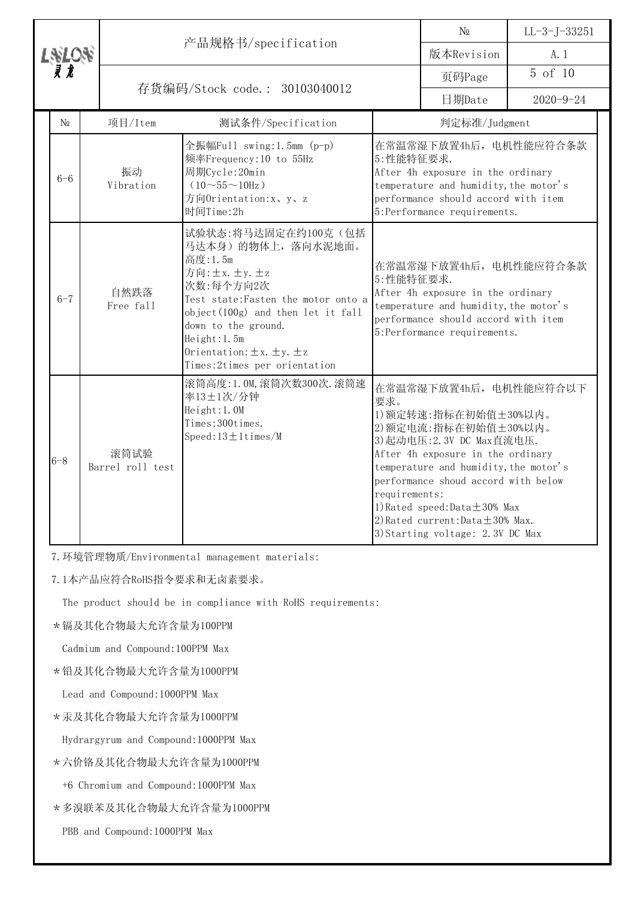| № | 项目/Item | 测试条件/Specification | 判定标准/Judgment |
|---|---|---|---|
| 6-6 | 振动<br>Vibration | 全振幅Full swing:1.5mm (p-p)<br>频率Frequency:10 to 55Hz<br>周期Cycle:20min<br>（10～55～10Hz）<br>方向Orientation:x、y、z<br>时间Time:2h | 在常温常湿下放置4h后，电机性能应符合条款5:性能特征要求.<br>After 4h exposure in the ordinary temperature and humidity,the motor's performance should accord with item 5:Performance requirements. |
| 6-7 | 自然跌落<br>Free fall | 试验状态:将马达固定在约100克（包括马达本身）的物体上，落向水泥地面。<br>高度:1.5m<br>方向:±x.±y.±z<br>次数:每个方向2次<br>Test state:Fasten the motor onto a object(100g) and then let it fall down to the ground.<br>Height:1.5m<br>Orientation:±x.±y.±z<br>Times:2times per orientation | 在常温常湿下放置4h后，电机性能应符合条款5:性能特征要求.<br>After 4h exposure in the ordinary temperature and humidity,the motor's performance should accord with item 5:Performance requirements. |
| 6-8 | 滚筒试验<br>Barrel roll test | 滚筒高度:1.0M,滚筒次数300次.滚筒速率13±1次/分钟<br>Height:1.0M<br>Times:300times.<br>Speed:13±1times/M | 在常温常湿下放置4h后，电机性能应符合以下要求。<br>1)额定转速:指标在初始值±30%以内。<br>2)额定电流:指标在初始值±30%以内。<br>3)起动电压:2.3V DC Max直流电压.<br>After 4h exposure in the ordinary temperature and humidity,the motor's performance shoud accord with below requirements:<br>1)Rated speed:Data±30% Max<br>2)Rated current:Data±30% Max.<br>3)Starting voltage: 2.3V DC Max |

7.环境管理物质/Environmental management materials:

7.1本产品应符合RoHS指令要求和无卤素要求。

The product should be in compliance with RoHS requirements:

*镉及其化合物最大允许含量为100PPM

Cadmium and Compound:100PPM Max

*铅及其化合物最大允许含量为1000PPM

Lead and Compound:1000PPM Max

*汞及其化合物最大允许含量为1000PPM

Hydrargyrum and Compound:1000PPM Max

*六价铬及其化合物最大允许含量为1000PPM

+6 Chromium and Compound:1000PPM Max

*多溴联苯及其化合物最大允许含量为1000PPM

PBB and Compound:1000PPM Max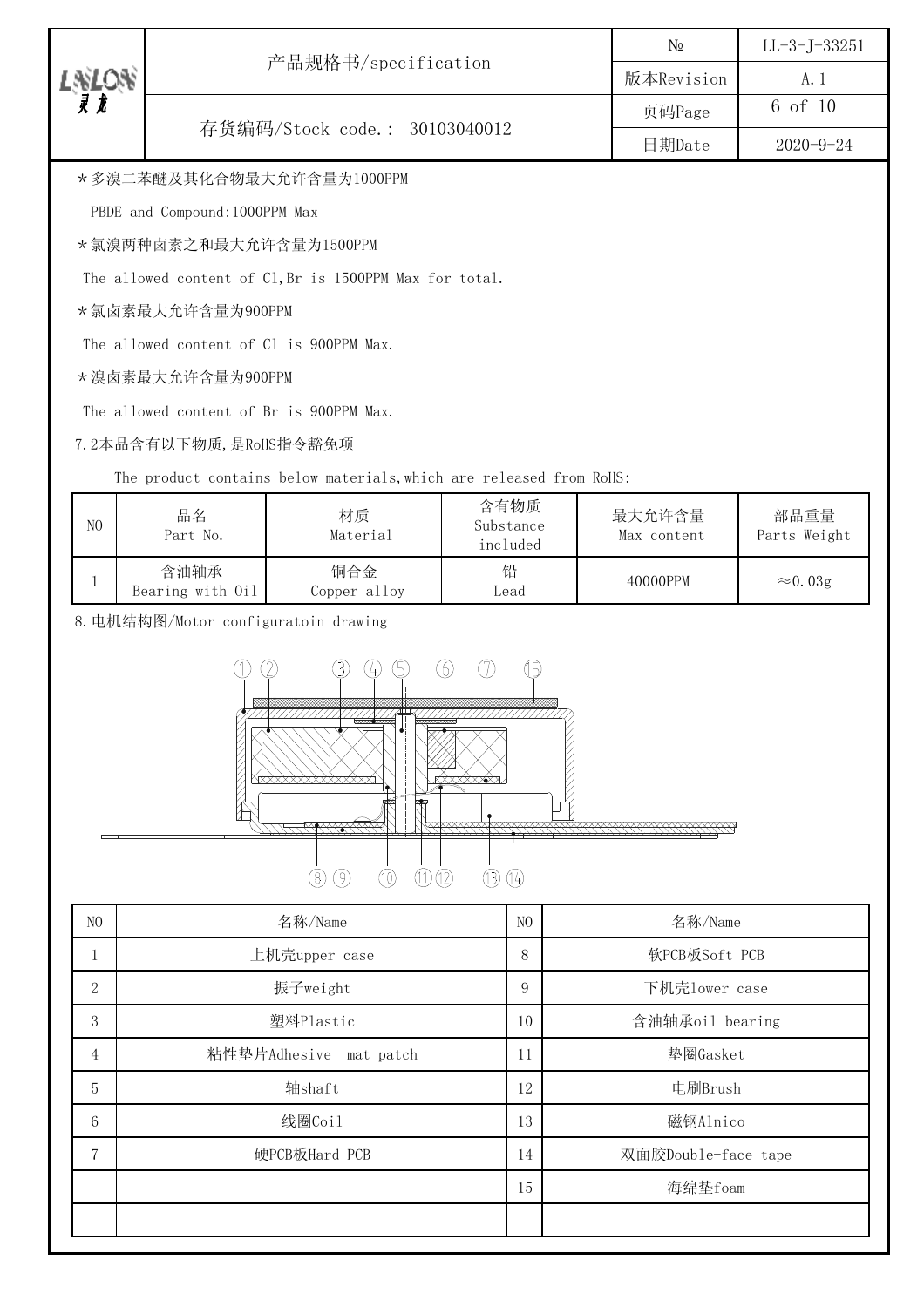*多溴二苯醚及其化合物最大允许含量为1000PPM

PBDE and Compound:1000PPM Max

*氯溴两种卤素之和最大允许含量为1500PPM

The allowed content of Cl,Br is 1500PPM Max for total.

*氯卤素最大允许含量为900PPM

The allowed content of Cl is 900PPM Max.

*溴卤素最大允许含量为900PPM

The allowed content of Br is 900PPM Max.

7.2本品含有以下物质,是RoHS指令豁免项

The product contains below materials,which are released from RoHS:

| NO | 品名<br>Part No. | 材质<br>Material | 含有物质<br>Substance included | 最大允许含量<br>Max content | 部品重量<br>Parts Weight |
|---|---|---|---|---|---|
| 1 | 含油轴承<br>Bearing with Oil | 铜合金<br>Copper alloy | 铅<br>Lead | 40000PPM | ≈0.03g |

8.电机结构图/Motor configuratoin drawing

| NO | 名称/Name | NO | 名称/Name |
|---|---|---|---|
| 1 | 上机壳upper case | 8 | 软PCB板Soft PCB |
| 2 | 振子weight | 9 | 下机壳lower case |
| 3 | 塑料Plastic | 10 | 含油轴承oil bearing |
| 4 | 粘性垫片Adhesive mat patch | 11 | 垫圈Gasket |
| 5 | 轴shaft | 12 | 电刷Brush |
| 6 | 线圈Coil | 13 | 磁钢Alnico |
| 7 | 硬PCB板Hard PCB | 14 | 双面胶Double-face tape |
| | | 15 | 海绵垫foam |
| | | | |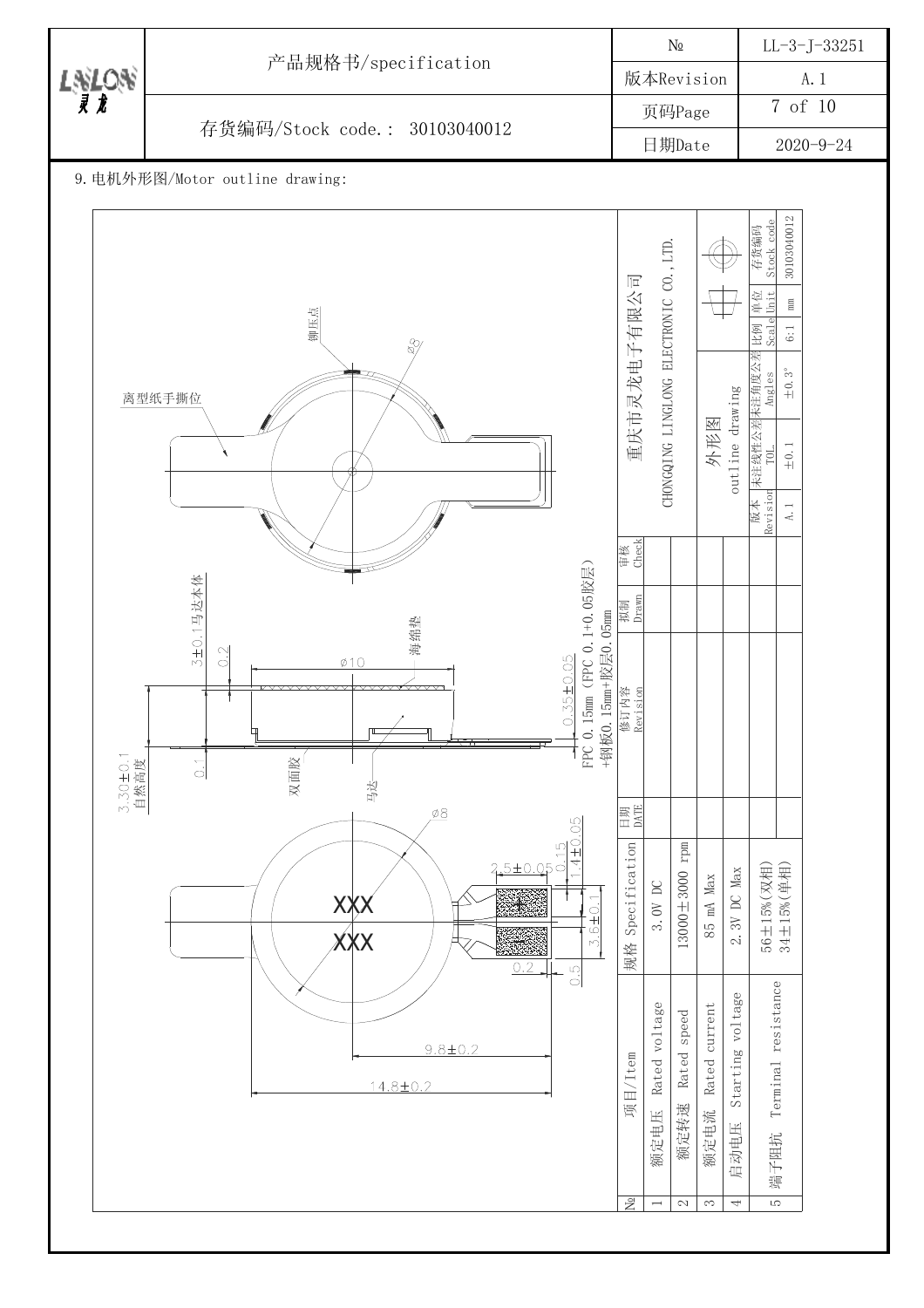9.电机外形图/Motor outline drawing:

铆压点

Ø8

离型纸手撕位

3±0.1马达本体

0.2

Ø10

海绵垫

0.35±0.05

FPC 0.15mm（FPC 0.1+0.05胶层）+钢板0.15mm+胶层0.05mm

3.30±0.1 自然高度

0.1

双面胶

马达

Ø8

2.5±0.05

0.15

1.4±0.05

XXX

XXX

3.6±0.1

0.2

0.5

9.8±0.2

14.8±0.2

重庆市灵龙电子有限公司

CHONGQING LINGLONG ELECTRONIC CO.,LTD.

外形图 outline drawing

| 版本 Revision | 未注线性公差 TOL. | 未注角度公差 Angles | 比例 Scale | 单位 Unit | 存货编码 Stock code |
|---|---|---|---|---|---|
| A.1 | ±0.1 | ±0.3° | 6:1 | mm | 30103040012 |

| № | 项目/Item | 规格 Specification |
|---|---|---|
| 1 | 额定电压 Rated voltage | 3.0V DC |
| 2 | 额定转速 Rated speed | 13000±3000 rpm |
| 3 | 额定电流 Rated current | 85 mA Max |
| 4 | 启动电压 Starting voltage | 2.3V DC Max |
| 5 | 端子阻抗 Terminal resistance | 56±15%(双相) 34±15%(单相) |

| 日期 DATE | 修订内容 Revision | 拟制 Drawn | 审核 Check |
|---|---|---|---|
| | | | |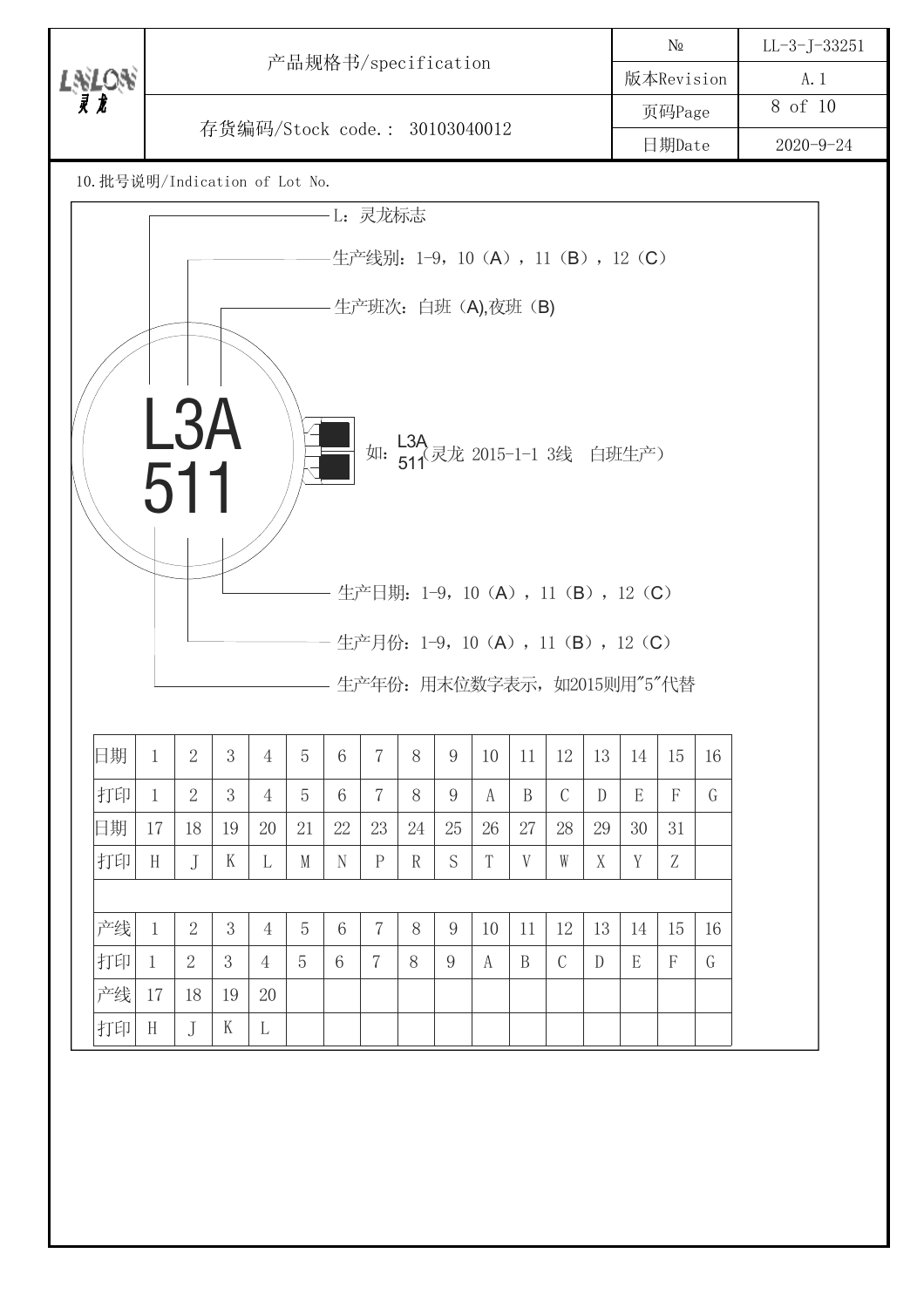| LNLON 灵龙 | 产品规格书/specification | № | LL-3-J-33251 |
|---|---|---|---|
| | | 版本Revision | A.1 |
| | 存货编码/Stock code.: 30103040012 | 页码Page | 8 of 10 |
| | | 日期Date | 2020-9-24 |

10.批号说明/Indication of Lot No.

L：灵龙标志

生产线别：1-9，10（A），11（B），12（C）

生产班次：白班（A),夜班（B)

L3A
511

如：L3A 511（灵龙 2015-1-1 3线　白班生产）

生产日期：1-9，10（A），11（B），12（C）

生产月份：1-9，10（A），11（B），12（C）

生产年份：用末位数字表示，如2015则用"5"代替

| 日期 | 1 | 2 | 3 | 4 | 5 | 6 | 7 | 8 | 9 | 10 | 11 | 12 | 13 | 14 | 15 | 16 |
|---|---|---|---|---|---|---|---|---|---|---|---|---|---|---|---|---|
| 打印 | 1 | 2 | 3 | 4 | 5 | 6 | 7 | 8 | 9 | A | B | C | D | E | F | G |
| 日期 | 17 | 18 | 19 | 20 | 21 | 22 | 23 | 24 | 25 | 26 | 27 | 28 | 29 | 30 | 31 | |
| 打印 | H | J | K | L | M | N | P | R | S | T | V | W | X | Y | Z | |
| | | | | | | | | | | | | | | | | |
| 产线 | 1 | 2 | 3 | 4 | 5 | 6 | 7 | 8 | 9 | 10 | 11 | 12 | 13 | 14 | 15 | 16 |
| 打印 | 1 | 2 | 3 | 4 | 5 | 6 | 7 | 8 | 9 | A | B | C | D | E | F | G |
| 产线 | 17 | 18 | 19 | 20 | | | | | | | | | | | | |
| 打印 | H | J | K | L | | | | | | | | | | | | |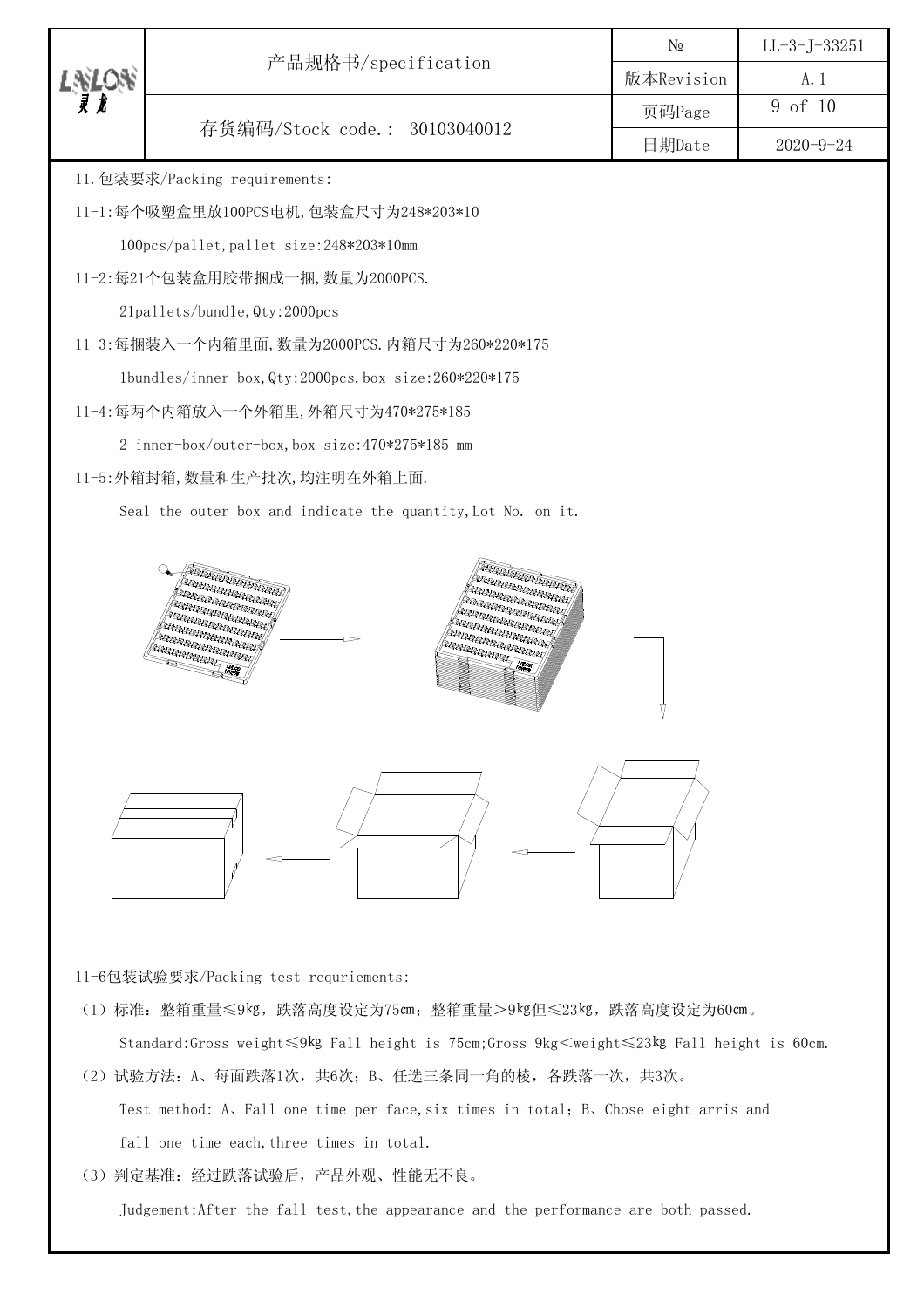11.包装要求/Packing requirements:

11-1:每个吸塑盒里放100PCS电机,包装盒尺寸为248*203*10

100pcs/pallet,pallet size:248*203*10mm

11-2:每21个包装盒用胶带捆成一捆,数量为2000PCS.

21pallets/bundle,Qty:2000pcs

11-3:每捆装入一个内箱里面,数量为2000PCS.内箱尺寸为260*220*175

1bundles/inner box,Qty:2000pcs.box size:260*220*175

11-4:每两个内箱放入一个外箱里,外箱尺寸为470*275*185

2 inner-box/outer-box,box size:470*275*185 mm

11-5:外箱封箱,数量和生产批次,均注明在外箱上面.

Seal the outer box and indicate the quantity,Lot No. on it.

11-6包装试验要求/Packing test requriements:

（1）标准：整箱重量≤9kg，跌落高度设定为75cm；整箱重量＞9kg但≤23kg，跌落高度设定为60cm。

Standard:Gross weight≤9kg Fall height is 75cm;Gross 9kg＜weight≤23kg Fall height is 60cm.

（2）试验方法：A、每面跌落1次，共6次；B、任选三条同一角的棱，各跌落一次，共3次。

Test method: A、Fall one time per face,six times in total；B、Chose eight arris and fall one time each,three times in total.

（3）判定基准：经过跌落试验后，产品外观、性能无不良。

Judgement:After the fall test,the appearance and the performance are both passed.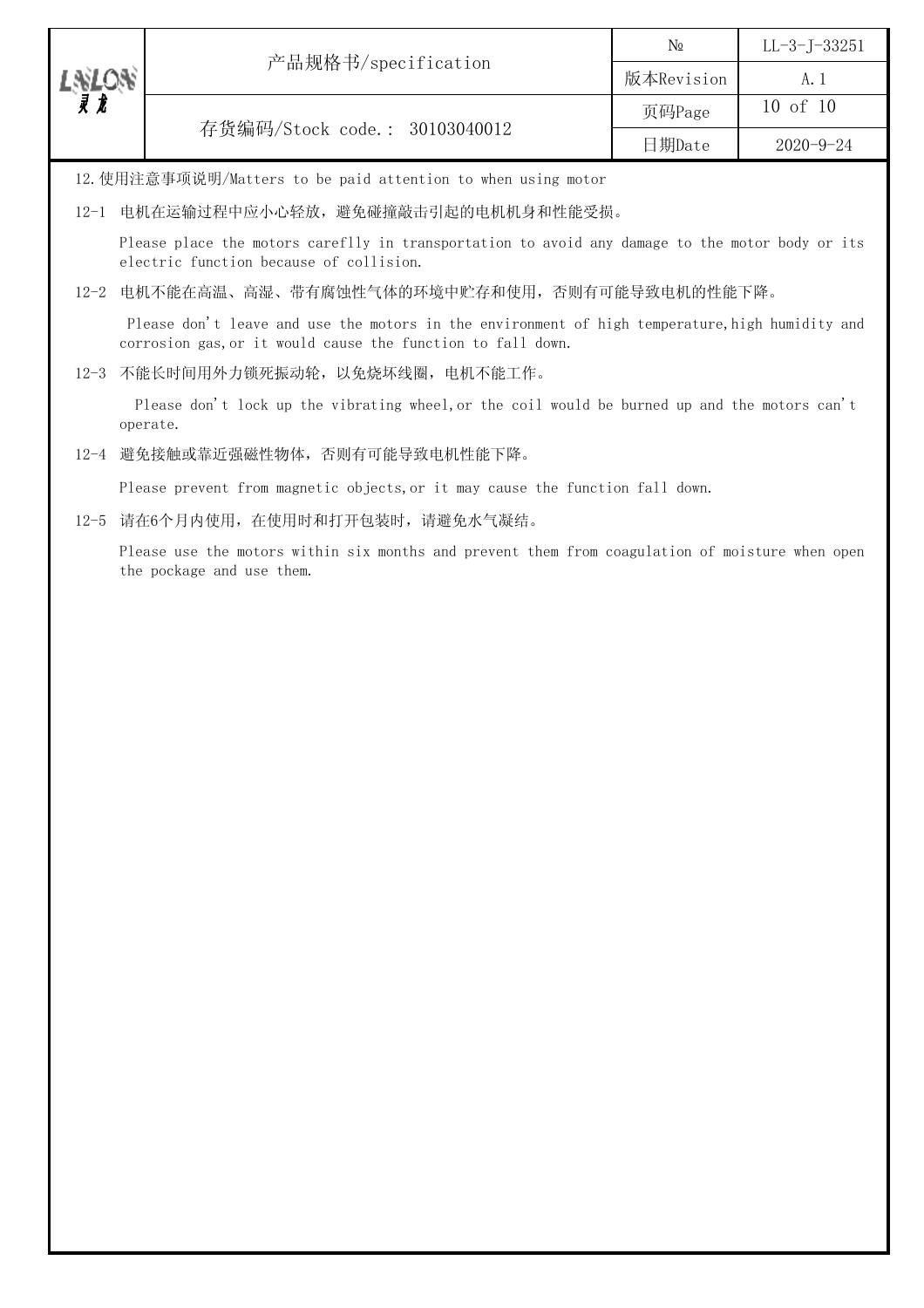12.使用注意事项说明/Matters to be paid attention to when using motor

12-1 电机在运输过程中应小心轻放，避免碰撞敲击引起的电机机身和性能受损。

Please place the motors careflly in transportation to avoid any damage to the motor body or its electric function because of collision.

12-2 电机不能在高温、高湿、带有腐蚀性气体的环境中贮存和使用，否则有可能导致电机的性能下降。

Please don't leave and use the motors in the environment of high temperature,high humidity and corrosion gas,or it would cause the function to fall down.

12-3 不能长时间用外力锁死振动轮，以免烧坏线圈，电机不能工作。

Please don't lock up the vibrating wheel,or the coil would be burned up and the motors can't operate.

12-4 避免接触或靠近强磁性物体，否则有可能导致电机性能下降。

Please prevent from magnetic objects,or it may cause the function fall down.

12-5 请在6个月内使用，在使用时和打开包装时，请避免水气凝结。

Please use the motors within six months and prevent them from coagulation of moisture when open the pockage and use them.